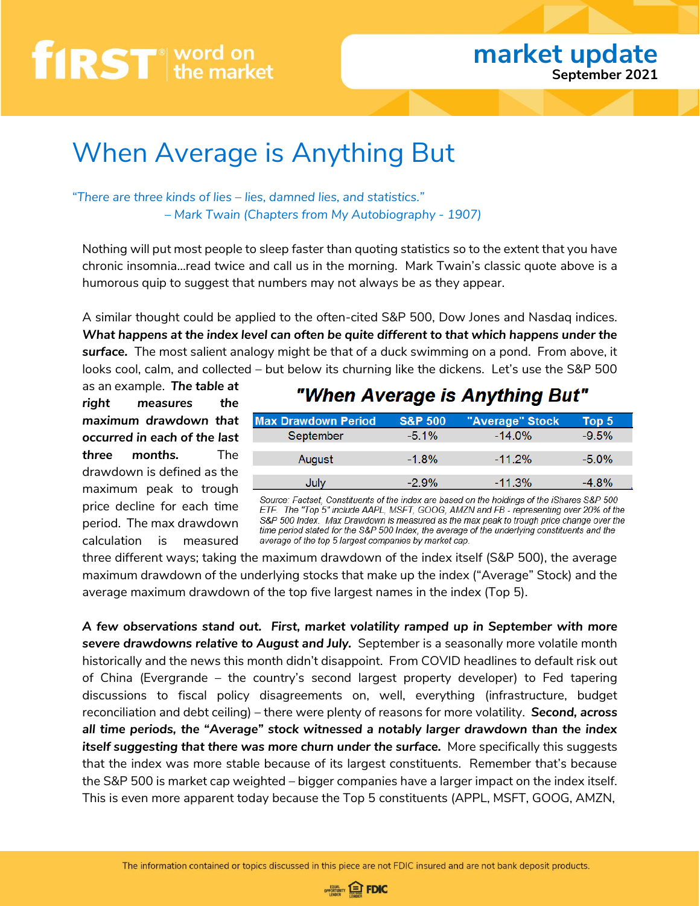# When Average is Anything But

*"There are three kinds of lies – lies, damned lies, and statistics."*
*– Mark Twain (Chapters from My Autobiography - 1907)*

Nothing will put most people to sleep faster than quoting statistics so to the extent that you have chronic insomnia...read twice and call us in the morning. Mark Twain's classic quote above is a humorous quip to suggest that numbers may not always be as they appear.

A similar thought could be applied to the often-cited S&P 500, Dow Jones and Nasdaq indices. ***What happens at the index level can often be quite different to that which happens under the surface.*** The most salient analogy might be that of a duck swimming on a pond. From above, it looks cool, calm, and collected – but below its churning like the dickens. Let's use the S&P 500 as an example. ***The table at right measures the maximum drawdown that occurred in each of the last three months.*** The drawdown is defined as the maximum peak to trough price decline for each time period. The max drawdown calculation is measured three different ways; taking the maximum drawdown of the index itself (S&P 500), the average maximum drawdown of the underlying stocks that make up the index ("Average" Stock) and the average maximum drawdown of the top five largest names in the index (Top 5).

***"When Average is Anything But"***

| Max Drawdown Period | S&P 500 | "Average" Stock | Top 5 |
|---|---|---|---|
| September | -5.1% | -14.0% | -9.5% |
| August | -1.8% | -11.2% | -5.0% |
| July | -2.9% | -11.3% | -4.8% |

*Source: Factset, Constituents of the index are based on the holdings of the iShares S&P 500 ETF. The "Top 5" include AAPL, MSFT, GOOG, AMZN and FB - representing over 20% of the S&P 500 Index. Max Drawdown is measured as the max peak to trough price change over the time period stated for the S&P 500 Index, the average of the underlying constituents and the average of the top 5 largest companies by market cap.*

***A few observations stand out. First, market volatility ramped up in September with more severe drawdowns relative to August and July.*** September is a seasonally more volatile month historically and the news this month didn't disappoint. From COVID headlines to default risk out of China (Evergrande – the country's second largest property developer) to Fed tapering discussions to fiscal policy disagreements on, well, everything (infrastructure, budget reconciliation and debt ceiling) – there were plenty of reasons for more volatility. ***Second, across all time periods, the "Average" stock witnessed a notably larger drawdown than the index itself suggesting that there was more churn under the surface.*** More specifically this suggests that the index was more stable because of its largest constituents. Remember that's because the S&P 500 is market cap weighted – bigger companies have a larger impact on the index itself. This is even more apparent today because the Top 5 constituents (APPL, MSFT, GOOG, AMZN,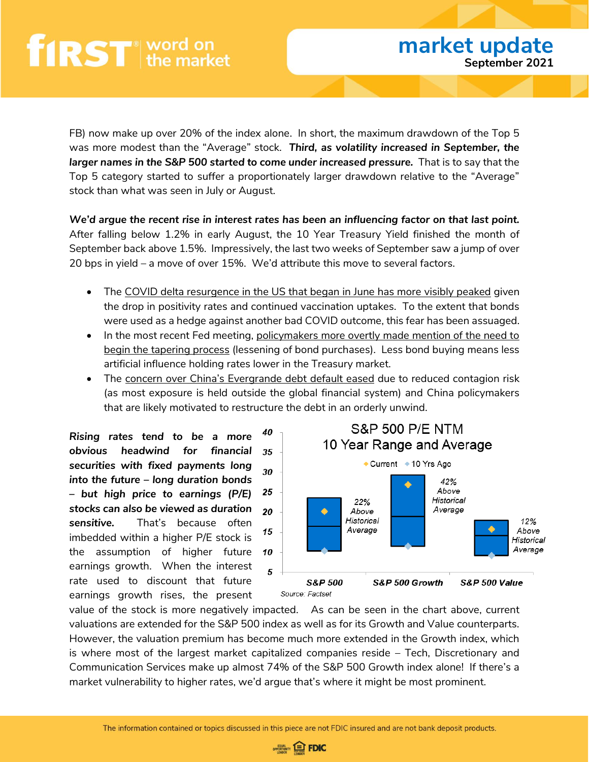FB) now make up over 20% of the index alone. In short, the maximum drawdown of the Top 5 was more modest than the "Average" stock. ***Third, as volatility increased in September, the larger names in the S&P 500 started to come under increased pressure.*** That is to say that the Top 5 category started to suffer a proportionately larger drawdown relative to the "Average" stock than what was seen in July or August.

***We'd argue the recent rise in interest rates has been an influencing factor on that last point.*** After falling below 1.2% in early August, the 10 Year Treasury Yield finished the month of September back above 1.5%. Impressively, the last two weeks of September saw a jump of over 20 bps in yield – a move of over 15%. We'd attribute this move to several factors.

- The COVID delta resurgence in the US that began in June has more visibly peaked given the drop in positivity rates and continued vaccination uptakes. To the extent that bonds were used as a hedge against another bad COVID outcome, this fear has been assuaged.
- In the most recent Fed meeting, policymakers more overtly made mention of the need to begin the tapering process (lessening of bond purchases). Less bond buying means less artificial influence holding rates lower in the Treasury market.
- The concern over China's Evergrande debt default eased due to reduced contagion risk (as most exposure is held outside the global financial system) and China policymakers that are likely motivated to restructure the debt in an orderly unwind.

***Rising rates tend to be a more obvious headwind for financial securities with fixed payments long into the future – long duration bonds – but high price to earnings (P/E) stocks can also be viewed as duration sensitive.*** That's because often imbedded within a higher P/E stock is the assumption of higher future earnings growth. When the interest rate used to discount that future earnings growth rises, the present value of the stock is more negatively impacted. As can be seen in the chart above, current valuations are extended for the S&P 500 index as well as for its Growth and Value counterparts. However, the valuation premium has become much more extended in the Growth index, which is where most of the largest market capitalized companies reside – Tech, Discretionary and Communication Services make up almost 74% of the S&P 500 Growth index alone! If there's a market vulnerability to higher rates, we'd argue that's where it might be most prominent.

**S&P 500 P/E NTM 10 Year Range and Average**

| | S&P 500 | S&P 500 Growth | S&P 500 Value |
|---|---|---|---|
| Current vs. Historical Average | 22% Above Historical Average | 42% Above Historical Average | 12% Above Historical Average |

Source: Factset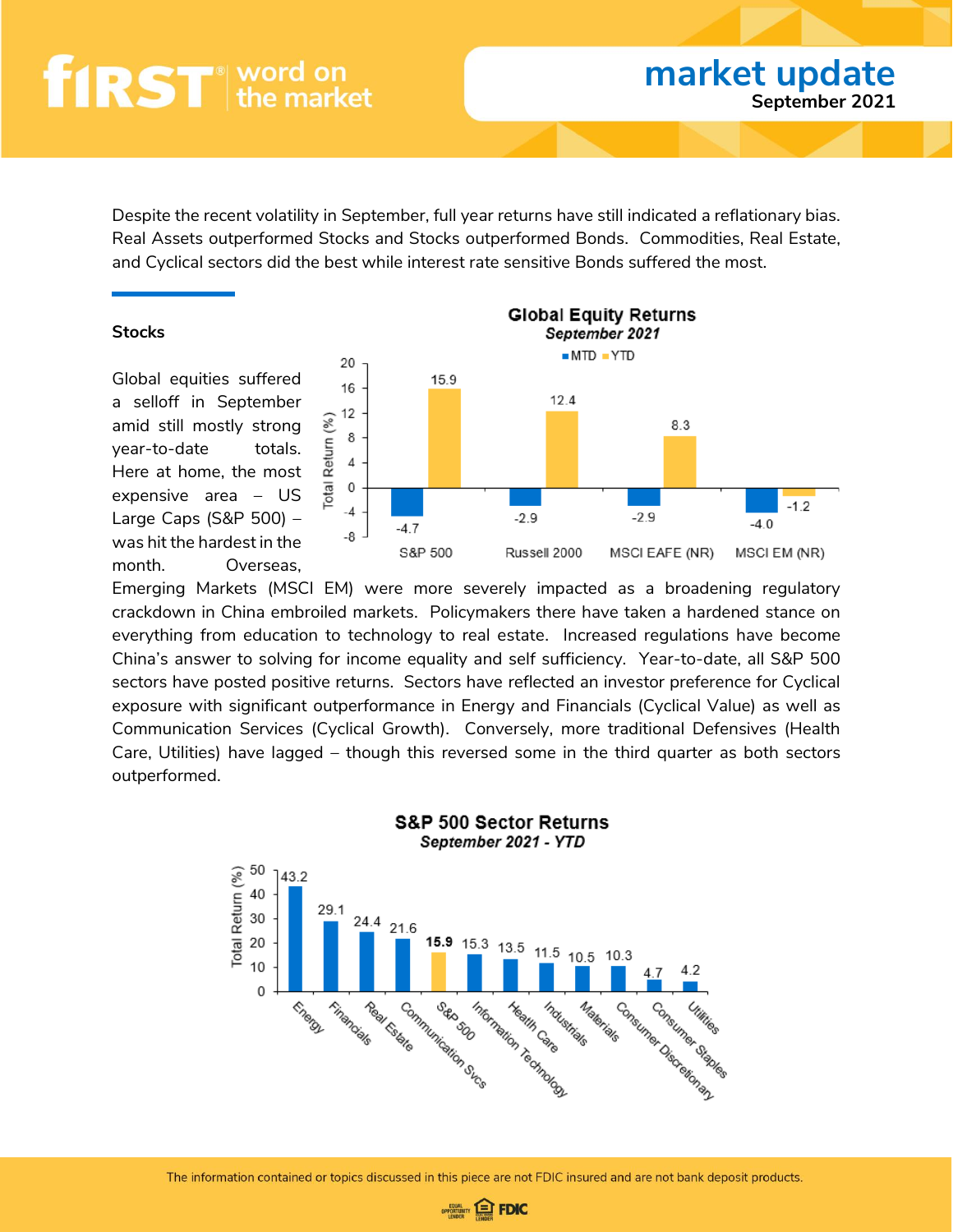Despite the recent volatility in September, full year returns have still indicated a reflationary bias. Real Assets outperformed Stocks and Stocks outperformed Bonds. Commodities, Real Estate, and Cyclical sectors did the best while interest rate sensitive Bonds suffered the most.

## Stocks

Global equities suffered a selloff in September amid still mostly strong year-to-date totals. Here at home, the most expensive area – US Large Caps (S&P 500) – was hit the hardest in the month. Overseas, Emerging Markets (MSCI EM) were more severely impacted as a broadening regulatory crackdown in China embroiled markets. Policymakers there have taken a hardened stance on everything from education to technology to real estate. Increased regulations have become China's answer to solving for income equality and self sufficiency. Year-to-date, all S&P 500 sectors have posted positive returns. Sectors have reflected an investor preference for Cyclical exposure with significant outperformance in Energy and Financials (Cyclical Value) as well as Communication Services (Cyclical Growth). Conversely, more traditional Defensives (Health Care, Utilities) have lagged – though this reversed some in the third quarter as both sectors outperformed.

**Global Equity Returns**
*September 2021*

| Index | MTD (%) | YTD (%) |
|---|---|---|
| S&P 500 | -4.7 | 15.9 |
| Russell 2000 | -2.9 | 12.4 |
| MSCI EAFE (NR) | -2.9 | 8.3 |
| MSCI EM (NR) | -4.0 | -1.2 |

**S&P 500 Sector Returns**
*September 2021 - YTD*

| Sector | Total Return (%) |
|---|---|
| Energy | 43.2 |
| Financials | 29.1 |
| Real Estate | 24.4 |
| Communication Svcs | 21.6 |
| S&P 500 | 15.9 |
| Information Technology | 15.3 |
| Health Care | 13.5 |
| Industrials | 11.5 |
| Materials | 10.5 |
| Consumer Discretionary | 10.3 |
| Consumer Staples | 4.7 |
| Utilities | 4.2 |

The information contained or topics discussed in this piece are not FDIC insured and are not bank deposit products.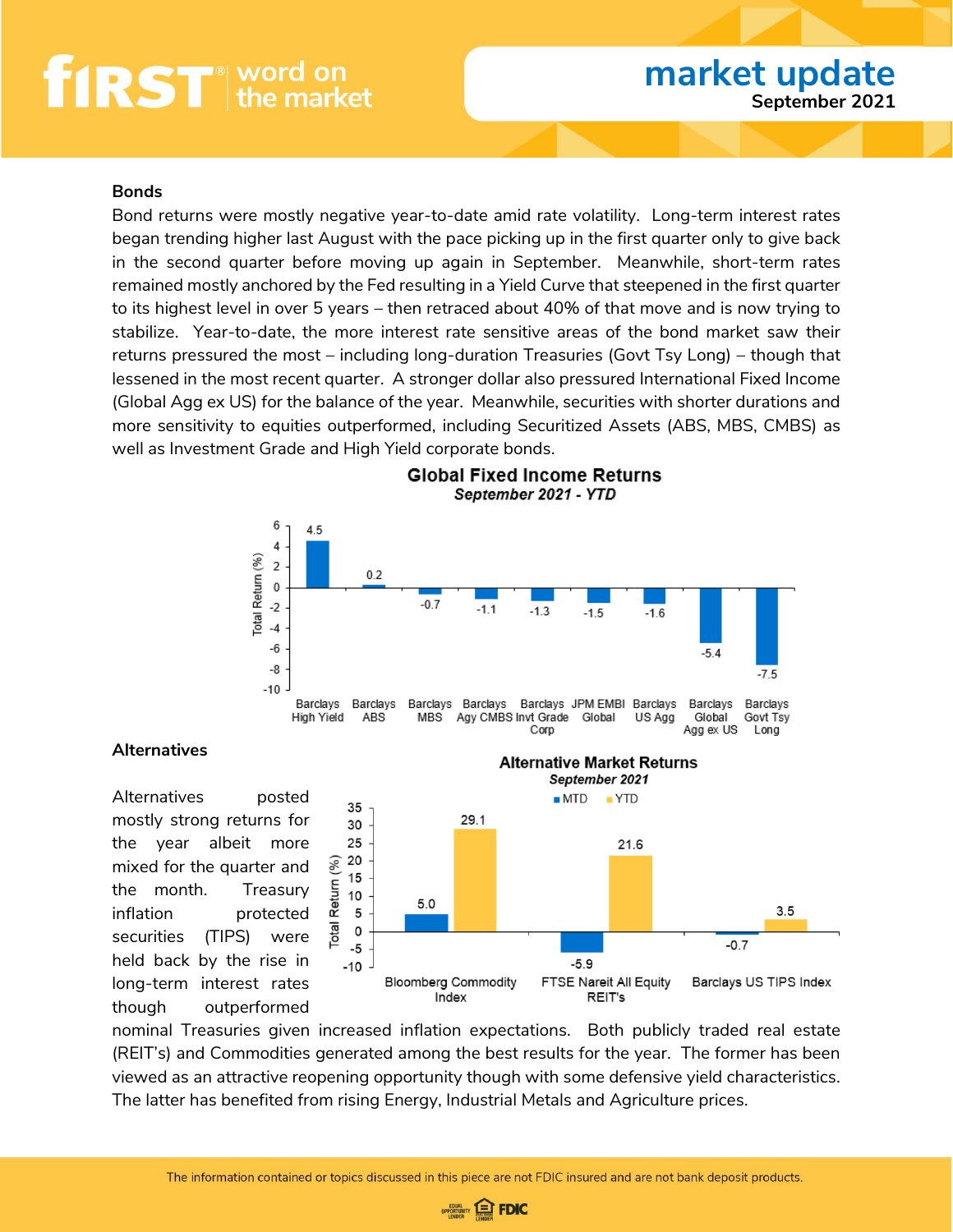## Bonds

Bond returns were mostly negative year-to-date amid rate volatility. Long-term interest rates began trending higher last August with the pace picking up in the first quarter only to give back in the second quarter before moving up again in September. Meanwhile, short-term rates remained mostly anchored by the Fed resulting in a Yield Curve that steepened in the first quarter to its highest level in over 5 years – then retraced about 40% of that move and is now trying to stabilize. Year-to-date, the more interest rate sensitive areas of the bond market saw their returns pressured the most – including long-duration Treasuries (Govt Tsy Long) – though that lessened in the most recent quarter. A stronger dollar also pressured International Fixed Income (Global Agg ex US) for the balance of the year. Meanwhile, securities with shorter durations and more sensitivity to equities outperformed, including Securitized Assets (ABS, MBS, CMBS) as well as Investment Grade and High Yield corporate bonds.

**Global Fixed Income Returns**
*September 2021 - YTD*

| Index | Total Return (%) |
|---|---|
| Barclays High Yield | 4.5 |
| Barclays ABS | 0.2 |
| Barclays MBS | -0.7 |
| Barclays Agy CMBS | -1.1 |
| Barclays Invt Grade Corp | -1.3 |
| JPM EMBI Global | -1.5 |
| Barclays US Agg | -1.6 |
| Barclays Global Agg ex US | -5.4 |
| Barclays Govt Tsy Long | -7.5 |

## Alternatives

Alternatives posted mostly strong returns for the year albeit more mixed for the quarter and the month. Treasury inflation protected securities (TIPS) were held back by the rise in long-term interest rates though outperformed nominal Treasuries given increased inflation expectations. Both publicly traded real estate (REIT's) and Commodities generated among the best results for the year. The former has been viewed as an attractive reopening opportunity though with some defensive yield characteristics. The latter has benefited from rising Energy, Industrial Metals and Agriculture prices.

**Alternative Market Returns**
*September 2021*

| Index | MTD (%) | YTD (%) |
|---|---|---|
| Bloomberg Commodity Index | 5.0 | 29.1 |
| FTSE Nareit All Equity REIT's | -5.9 | 21.6 |
| Barclays US TIPS Index | -0.7 | 3.5 |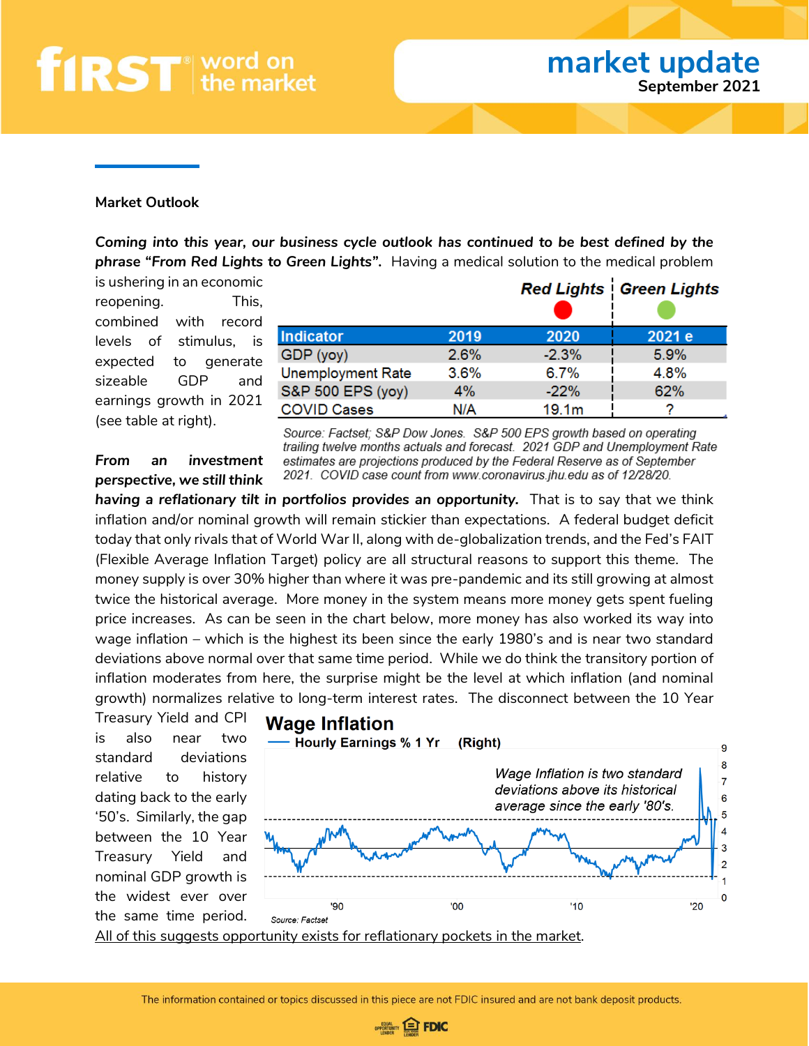## Market Outlook

***Coming into this year, our business cycle outlook has continued to be best defined by the phrase "From Red Lights to Green Lights".*** Having a medical solution to the medical problem is ushering in an economic reopening. This, combined with record levels of stimulus, is expected to generate sizeable GDP and earnings growth in 2021 (see table at right).

| | Red Lights | | Green Lights |
|---|---|---|---|
| **Indicator** | **2019** | **2020** | **2021 e** |
| GDP (yoy) | 2.6% | -2.3% | 5.9% |
| Unemployment Rate | 3.6% | 6.7% | 4.8% |
| S&P 500 EPS (yoy) | 4% | -22% | 62% |
| COVID Cases | N/A | 19.1m | ? |

*Source: Factset; S&P Dow Jones. S&P 500 EPS growth based on operating trailing twelve months actuals and forecast. 2021 GDP and Unemployment Rate estimates are projections produced by the Federal Reserve as of September 2021. COVID case count from www.coronavirus.jhu.edu as of 12/28/20.*

***From an investment perspective, we still think having a reflationary tilt in portfolios provides an opportunity.*** That is to say that we think inflation and/or nominal growth will remain stickier than expectations. A federal budget deficit today that only rivals that of World War II, along with de-globalization trends, and the Fed's FAIT (Flexible Average Inflation Target) policy are all structural reasons to support this theme. The money supply is over 30% higher than where it was pre-pandemic and its still growing at almost twice the historical average. More money in the system means more money gets spent fueling price increases. As can be seen in the chart below, more money has also worked its way into wage inflation – which is the highest its been since the early 1980's and is near two standard deviations above normal over that same time period. While we do think the transitory portion of inflation moderates from here, the surprise might be the level at which inflation (and nominal growth) normalizes relative to long-term interest rates. The disconnect between the 10 Year Treasury Yield and CPI is also near two standard deviations relative to history dating back to the early '50's. Similarly, the gap between the 10 Year Treasury Yield and nominal GDP growth is the widest ever over the same time period.

**Wage Inflation**

— Hourly Earnings % 1 Yr (Right)

*Wage Inflation is two standard deviations above its historical average since the early '80's.*

Source: Factset

<u>All of this suggests opportunity exists for reflationary pockets in the market</u>.

The information contained or topics discussed in this piece are not FDIC insured and are not bank deposit products.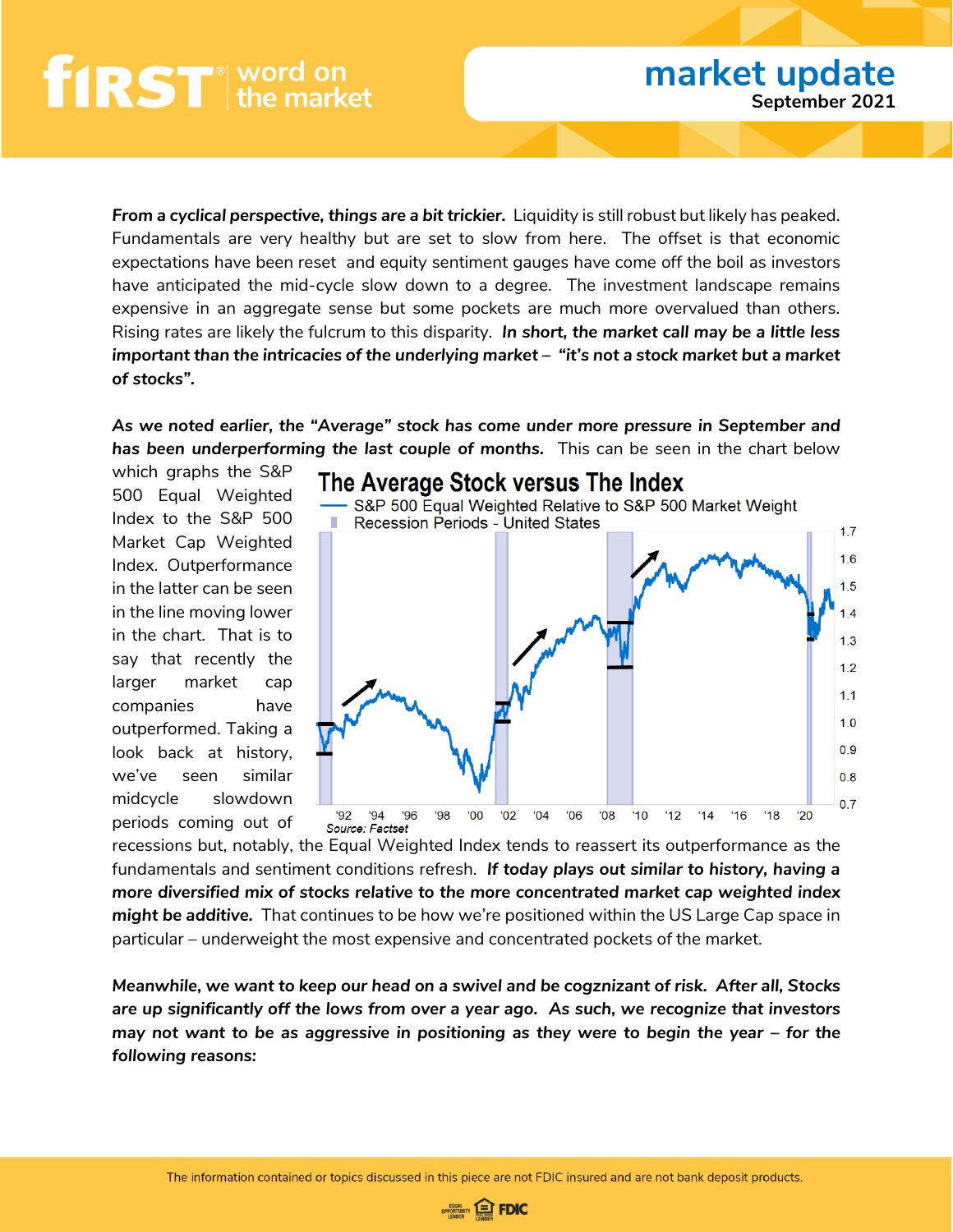***From a cyclical perspective, things are a bit trickier.*** Liquidity is still robust but likely has peaked. Fundamentals are very healthy but are set to slow from here. The offset is that economic expectations have been reset and equity sentiment gauges have come off the boil as investors have anticipated the mid-cycle slow down to a degree. The investment landscape remains expensive in an aggregate sense but some pockets are much more overvalued than others. Rising rates are likely the fulcrum to this disparity. ***In short, the market call may be a little less important than the intricacies of the underlying market – "it's not a stock market but a market of stocks".***

***As we noted earlier, the "Average" stock has come under more pressure in September and has been underperforming the last couple of months.*** This can be seen in the chart below which graphs the S&P 500 Equal Weighted Index to the S&P 500 Market Cap Weighted Index. Outperformance in the latter can be seen in the line moving lower in the chart. That is to say that recently the larger market cap companies have outperformed. Taking a look back at history, we've seen similar midcycle slowdown periods coming out of recessions but, notably, the Equal Weighted Index tends to reassert its outperformance as the fundamentals and sentiment conditions refresh. ***If today plays out similar to history, having a more diversified mix of stocks relative to the more concentrated market cap weighted index might be additive.*** That continues to be how we're positioned within the US Large Cap space in particular – underweight the most expensive and concentrated pockets of the market.

**The Average Stock versus The Index**

S&P 500 Equal Weighted Relative to S&P 500 Market Weight
Recession Periods - United States

*Source: Factset*

***Meanwhile, we want to keep our head on a swivel and be cogznizant of risk. After all, Stocks are up significantly off the lows from over a year ago. As such, we recognize that investors may not want to be as aggressive in positioning as they were to begin the year – for the following reasons:***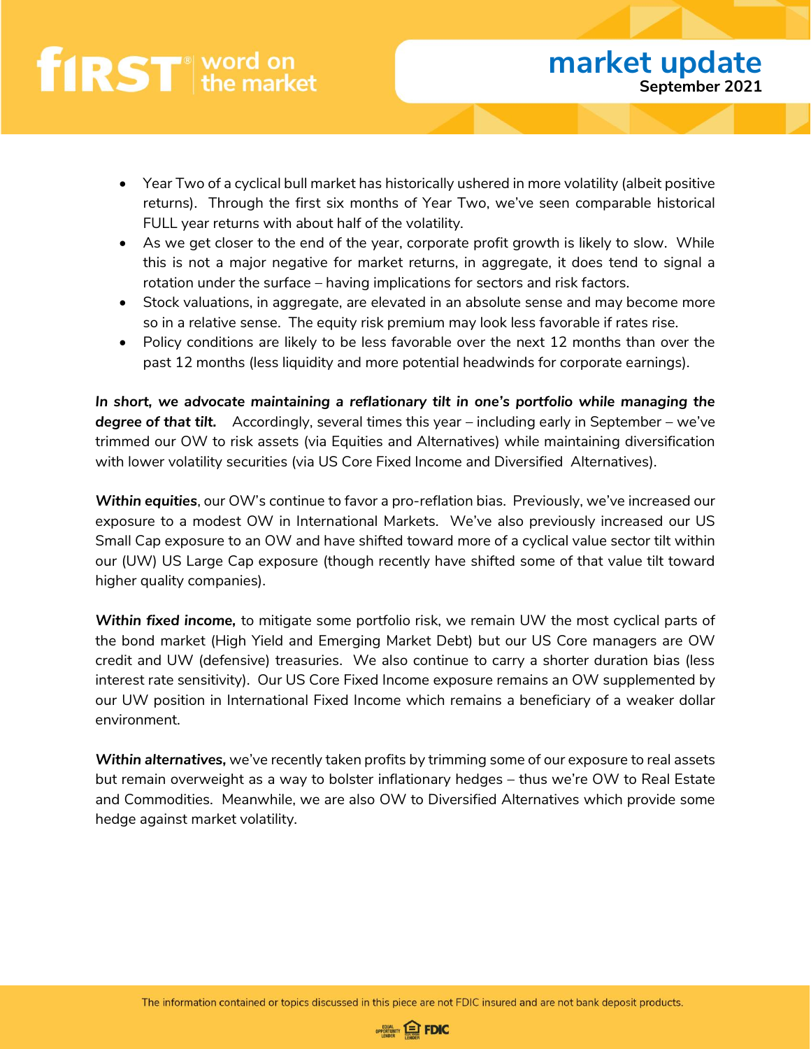- Year Two of a cyclical bull market has historically ushered in more volatility (albeit positive returns). Through the first six months of Year Two, we've seen comparable historical FULL year returns with about half of the volatility.
- As we get closer to the end of the year, corporate profit growth is likely to slow. While this is not a major negative for market returns, in aggregate, it does tend to signal a rotation under the surface – having implications for sectors and risk factors.
- Stock valuations, in aggregate, are elevated in an absolute sense and may become more so in a relative sense. The equity risk premium may look less favorable if rates rise.
- Policy conditions are likely to be less favorable over the next 12 months than over the past 12 months (less liquidity and more potential headwinds for corporate earnings).

***In short, we advocate maintaining a reflationary tilt in one's portfolio while managing the degree of that tilt.*** Accordingly, several times this year – including early in September – we've trimmed our OW to risk assets (via Equities and Alternatives) while maintaining diversification with lower volatility securities (via US Core Fixed Income and Diversified Alternatives).

***Within equities***, our OW's continue to favor a pro-reflation bias. Previously, we've increased our exposure to a modest OW in International Markets. We've also previously increased our US Small Cap exposure to an OW and have shifted toward more of a cyclical value sector tilt within our (UW) US Large Cap exposure (though recently have shifted some of that value tilt toward higher quality companies).

***Within fixed income,*** to mitigate some portfolio risk, we remain UW the most cyclical parts of the bond market (High Yield and Emerging Market Debt) but our US Core managers are OW credit and UW (defensive) treasuries. We also continue to carry a shorter duration bias (less interest rate sensitivity). Our US Core Fixed Income exposure remains an OW supplemented by our UW position in International Fixed Income which remains a beneficiary of a weaker dollar environment.

***Within alternatives,*** we've recently taken profits by trimming some of our exposure to real assets but remain overweight as a way to bolster inflationary hedges – thus we're OW to Real Estate and Commodities. Meanwhile, we are also OW to Diversified Alternatives which provide some hedge against market volatility.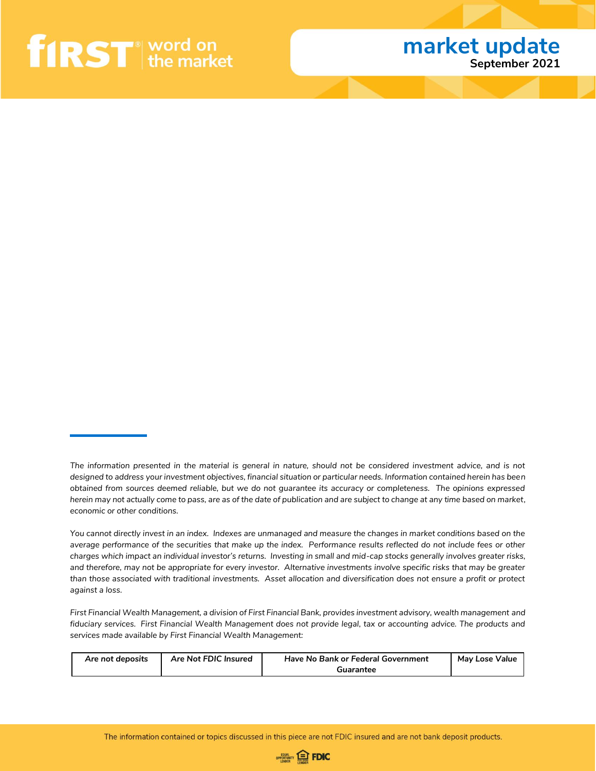*The information presented in the material is general in nature, should not be considered investment advice, and is not designed to address your investment objectives, financial situation or particular needs. Information contained herein has been obtained from sources deemed reliable, but we do not guarantee its accuracy or completeness. The opinions expressed herein may not actually come to pass, are as of the date of publication and are subject to change at any time based on market, economic or other conditions.*

*You cannot directly invest in an index. Indexes are unmanaged and measure the changes in market conditions based on the average performance of the securities that make up the index. Performance results reflected do not include fees or other charges which impact an individual investor's returns. Investing in small and mid-cap stocks generally involves greater risks, and therefore, may not be appropriate for every investor. Alternative investments involve specific risks that may be greater than those associated with traditional investments. Asset allocation and diversification does not ensure a profit or protect against a loss.*

*First Financial Wealth Management, a division of First Financial Bank, provides investment advisory, wealth management and fiduciary services. First Financial Wealth Management does not provide legal, tax or accounting advice. The products and services made available by First Financial Wealth Management:*

| | | | |
|---|---|---|---|
| ***Are not deposits*** | ***Are Not FDIC Insured*** | ***Have No Bank or Federal Government Guarantee*** | ***May Lose Value*** |

The information contained or topics discussed in this piece are not FDIC insured and are not bank deposit products.